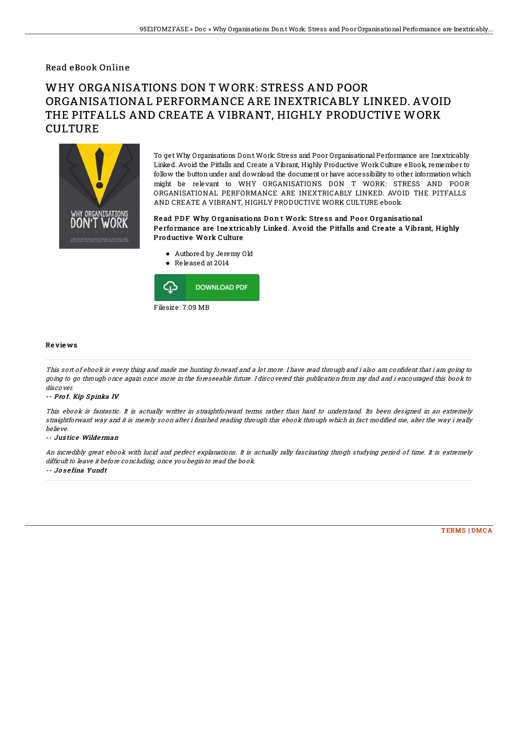Read eBook Online

# WHY ORGANISATIONS DON T WORK: STRESS AND POOR ORGANISATIONAL PERFORMANCE ARE INEXTRICABLY LINKED. AVOID THE PITFALLS AND CREATE A VIBRANT, HIGHLY PRODUCTIVE WORK CULTURE

To get Why Organisations Don t Work: Stress and Poor Organisational Performance are Inextricably Linked. Avoid the Pitfalls and Create a Vibrant, Highly Productive Work Culture eBook, remember to follow the button under and download the document or have accessibility to other information which might be relevant to WHY ORGANISATIONS DON T WORK: STRESS AND POOR ORGANISATIONAL PERFORMANCE ARE INEXTRICABLY LINKED. AVOID THE PITFALLS AND CREATE A VIBRANT, HIGHLY PRODUCTIVE WORK CULTURE ebook.

### Read PDF Why Organisations Don t Work: Stress and Poor Organisational Performance are Inextricably Linked. Avoid the Pitfalls and Create a Vibrant, Highly Productive Work Culture

- Authored by Jeremy Old
- Released at 2014

DOWNLOAD PDF

Filesize: 7.09 MB

## Reviews

*This sort of ebook is every thing and made me hunting forward and a lot more. I have read through and i also am confident that i am going to going to go through once again once more in the foreseeable future. I discovered this publication from my dad and i encouraged this book to discover.*

-- *Prof. Kip Spinka IV*

*This ebook is fantastic. It is actually writter in straightforward terms rather than hard to understand. Its been designed in an extremely straightforward way and it is merely soon after i finished reading through this ebook through which in fact modified me, alter the way i really believe.*

-- *Justice Wilderman*

*An incredibly great ebook with lucid and perfect explanations. It is actually rally fascinating throgh studying period of time. It is extremely difficult to leave it before concluding, once you begin to read the book.*

-- *Josefina Yundt*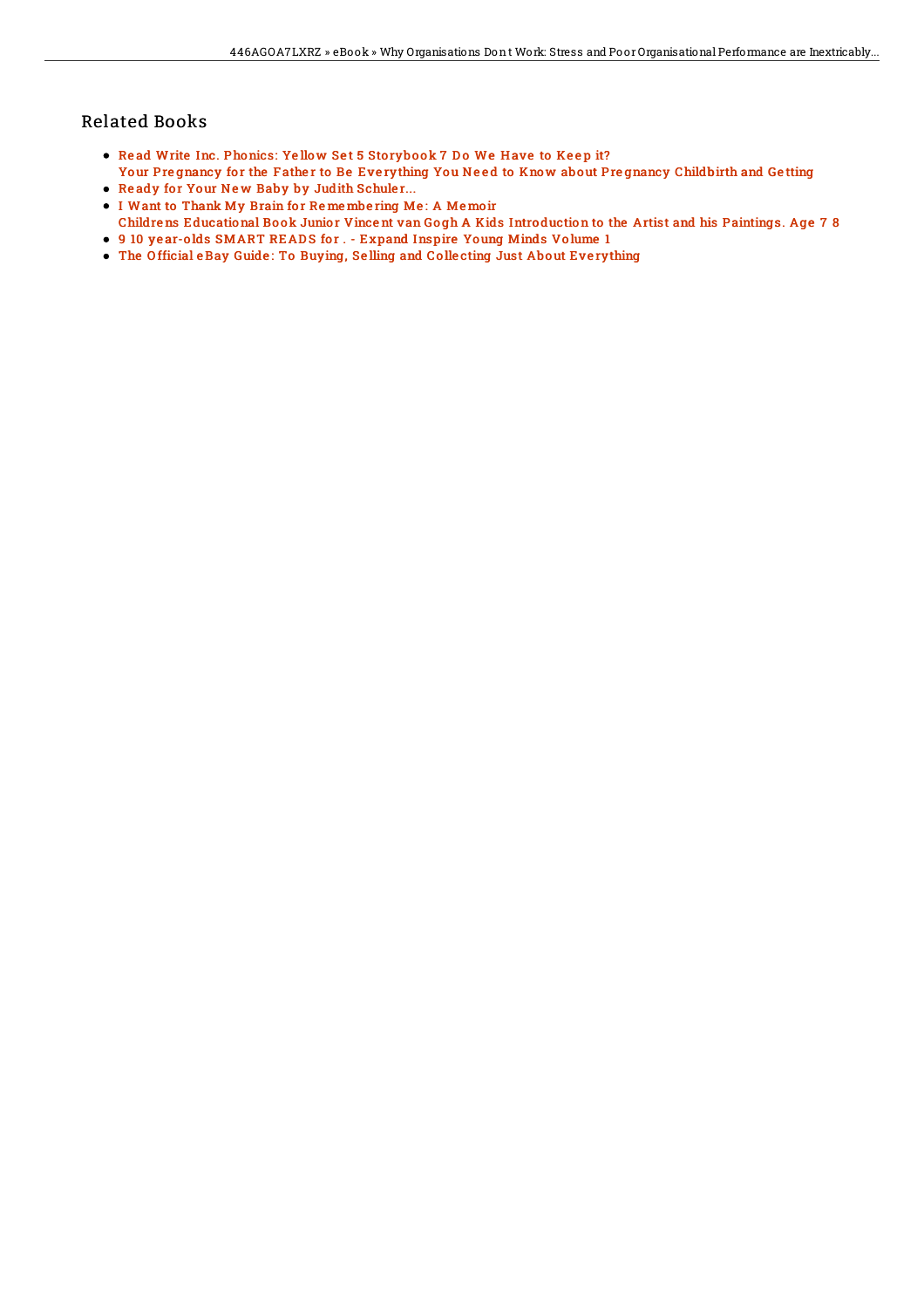## Related Books

- Read Write Inc. Phonics: Yellow Set 5 Storybook 7 Do We Have to Keep it?
  Your Pregnancy for the Father to Be Everything You Need to Know about Pregnancy Childbirth and Getting
- Ready for Your New Baby by Judith Schuler...
- I Want to Thank My Brain for Remembering Me: A Memoir
  Childrens Educational Book Junior Vincent van Gogh A Kids Introduction to the Artist and his Paintings. Age 7 8
- 9 10 year-olds SMART READS for . - Expand Inspire Young Minds Volume 1
- The Official eBay Guide: To Buying, Selling and Collecting Just About Everything